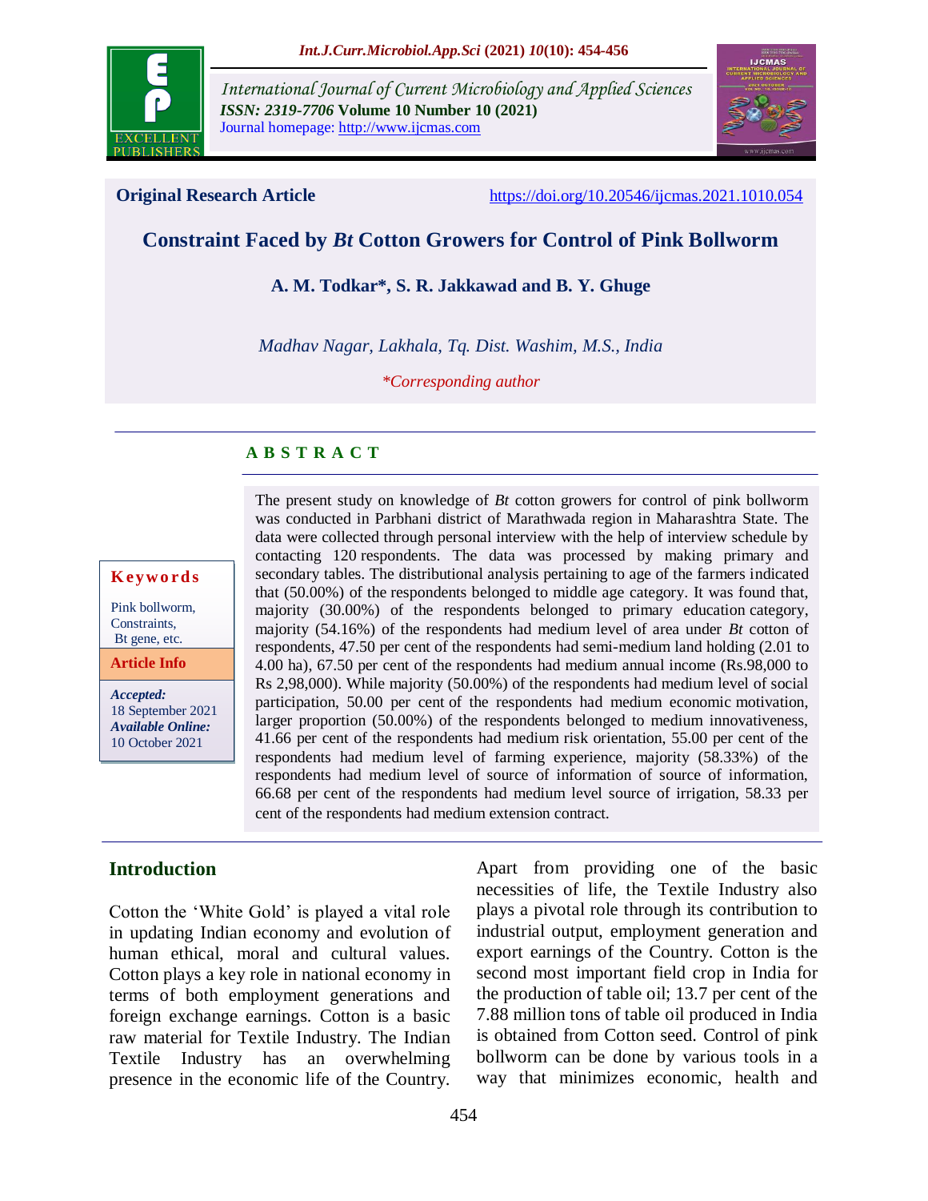International Journal of Current Microbiology and Applied Sciences
*ISSN: 2319-7706* **Volume 10 Number 10 (2021)**
Journal homepage: http://www.ijcmas.com

**Original Research Article** https://doi.org/10.20546/ijcmas.2021.1010.054

# Constraint Faced by *Bt* Cotton Growers for Control of Pink Bollworm

**A. M. Todkar\*, S. R. Jakkawad and B. Y. Ghuge**

*Madhav Nagar, Lakhala, Tq. Dist. Washim, M.S., India*

*\*Corresponding author*

**Keywords**

Pink bollworm, Constraints, Bt gene, etc.

**Article Info**

***Accepted:***
18 September 2021
***Available Online:***
10 October 2021

## ABSTRACT

The present study on knowledge of *Bt* cotton growers for control of pink bollworm was conducted in Parbhani district of Marathwada region in Maharashtra State. The data were collected through personal interview with the help of interview schedule by contacting 120 respondents. The data was processed by making primary and secondary tables. The distributional analysis pertaining to age of the farmers indicated that (50.00%) of the respondents belonged to middle age category. It was found that, majority (30.00%) of the respondents belonged to primary education category, majority (54.16%) of the respondents had medium level of area under *Bt* cotton of respondents, 47.50 per cent of the respondents had semi-medium land holding (2.01 to 4.00 ha), 67.50 per cent of the respondents had medium annual income (Rs.98,000 to Rs 2,98,000). While majority (50.00%) of the respondents had medium level of social participation, 50.00 per cent of the respondents had medium economic motivation, larger proportion (50.00%) of the respondents belonged to medium innovativeness, 41.66 per cent of the respondents had medium risk orientation, 55.00 per cent of the respondents had medium level of farming experience, majority (58.33%) of the respondents had medium level of source of information of source of information, 66.68 per cent of the respondents had medium level source of irrigation, 58.33 per cent of the respondents had medium extension contract.

## Introduction

Cotton the 'White Gold' is played a vital role in updating Indian economy and evolution of human ethical, moral and cultural values. Cotton plays a key role in national economy in terms of both employment generations and foreign exchange earnings. Cotton is a basic raw material for Textile Industry. The Indian Textile Industry has an overwhelming presence in the economic life of the Country. Apart from providing one of the basic necessities of life, the Textile Industry also plays a pivotal role through its contribution to industrial output, employment generation and export earnings of the Country. Cotton is the second most important field crop in India for the production of table oil; 13.7 per cent of the 7.88 million tons of table oil produced in India is obtained from Cotton seed. Control of pink bollworm can be done by various tools in a way that minimizes economic, health and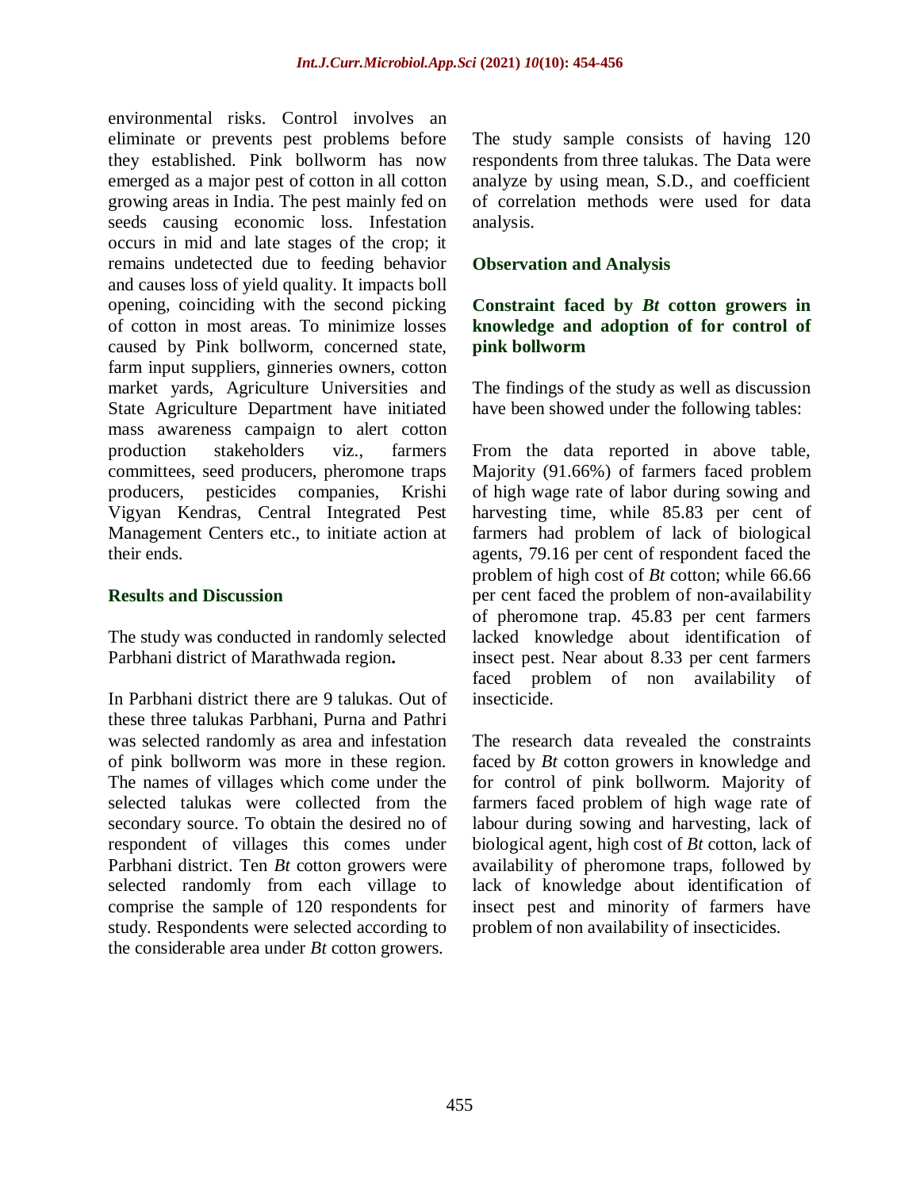environmental risks. Control involves an eliminate or prevents pest problems before they established. Pink bollworm has now emerged as a major pest of cotton in all cotton growing areas in India. The pest mainly fed on seeds causing economic loss. Infestation occurs in mid and late stages of the crop; it remains undetected due to feeding behavior and causes loss of yield quality. It impacts boll opening, coinciding with the second picking of cotton in most areas. To minimize losses caused by Pink bollworm, concerned state, farm input suppliers, ginneries owners, cotton market yards, Agriculture Universities and State Agriculture Department have initiated mass awareness campaign to alert cotton production stakeholders viz., farmers committees, seed producers, pheromone traps producers, pesticides companies, Krishi Vigyan Kendras, Central Integrated Pest Management Centers etc., to initiate action at their ends.

## Results and Discussion

The study was conducted in randomly selected Parbhani district of Marathwada region**.**

In Parbhani district there are 9 talukas. Out of these three talukas Parbhani, Purna and Pathri was selected randomly as area and infestation of pink bollworm was more in these region. The names of villages which come under the selected talukas were collected from the secondary source. To obtain the desired no of respondent of villages this comes under Parbhani district. Ten *Bt* cotton growers were selected randomly from each village to comprise the sample of 120 respondents for study. Respondents were selected according to the considerable area under *Bt* cotton growers.

The study sample consists of having 120 respondents from three talukas. The Data were analyze by using mean, S.D., and coefficient of correlation methods were used for data analysis.

## Observation and Analysis

### Constraint faced by *Bt* cotton growers in knowledge and adoption of for control of pink bollworm

The findings of the study as well as discussion have been showed under the following tables:

From the data reported in above table, Majority (91.66%) of farmers faced problem of high wage rate of labor during sowing and harvesting time, while 85.83 per cent of farmers had problem of lack of biological agents, 79.16 per cent of respondent faced the problem of high cost of *Bt* cotton; while 66.66 per cent faced the problem of non-availability of pheromone trap. 45.83 per cent farmers lacked knowledge about identification of insect pest. Near about 8.33 per cent farmers faced problem of non availability of insecticide.

The research data revealed the constraints faced by *Bt* cotton growers in knowledge and for control of pink bollworm. Majority of farmers faced problem of high wage rate of labour during sowing and harvesting, lack of biological agent, high cost of *Bt* cotton, lack of availability of pheromone traps, followed by lack of knowledge about identification of insect pest and minority of farmers have problem of non availability of insecticides.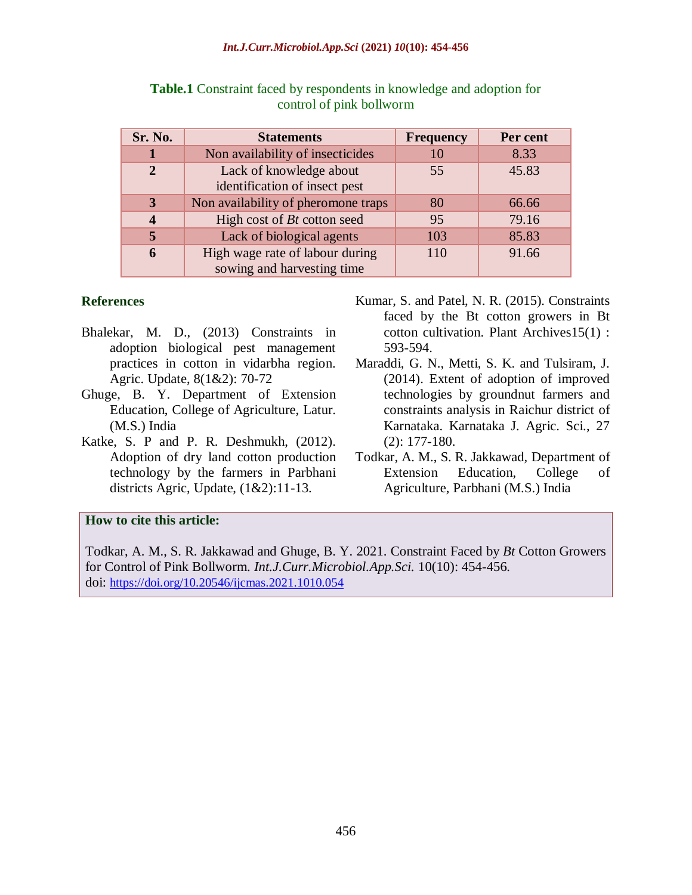**Table.1** Constraint faced by respondents in knowledge and adoption for control of pink bollworm

| Sr. No. | Statements | Frequency | Per cent |
|---|---|---|---|
| **1** | Non availability of insecticides | 10 | 8.33 |
| **2** | Lack of knowledge about identification of insect pest | 55 | 45.83 |
| **3** | Non availability of pheromone traps | 80 | 66.66 |
| **4** | High cost of *Bt* cotton seed | 95 | 79.16 |
| **5** | Lack of biological agents | 103 | 85.83 |
| **6** | High wage rate of labour during sowing and harvesting time | 110 | 91.66 |

## References

Bhalekar, M. D., (2013) Constraints in adoption biological pest management practices in cotton in vidarbha region. Agric. Update, 8(1&2): 70-72

Ghuge, B. Y. Department of Extension Education, College of Agriculture, Latur. (M.S.) India

Katke, S. P and P. R. Deshmukh, (2012). Adoption of dry land cotton production technology by the farmers in Parbhani districts Agric, Update, (1&2):11-13.

Kumar, S. and Patel, N. R. (2015). Constraints faced by the Bt cotton growers in Bt cotton cultivation. Plant Archives15(1) : 593-594.

Maraddi, G. N., Metti, S. K. and Tulsiram, J. (2014). Extent of adoption of improved technologies by groundnut farmers and constraints analysis in Raichur district of Karnataka. Karnataka J. Agric. Sci., 27 (2): 177-180.

Todkar, A. M., S. R. Jakkawad, Department of Extension Education, College of Agriculture, Parbhani (M.S.) India

**How to cite this article:**

Todkar, A. M., S. R. Jakkawad and Ghuge, B. Y. 2021. Constraint Faced by *Bt* Cotton Growers for Control of Pink Bollworm. *Int.J.Curr.Microbiol.App.Sci.* 10(10): 454-456.
doi: https://doi.org/10.20546/ijcmas.2021.1010.054